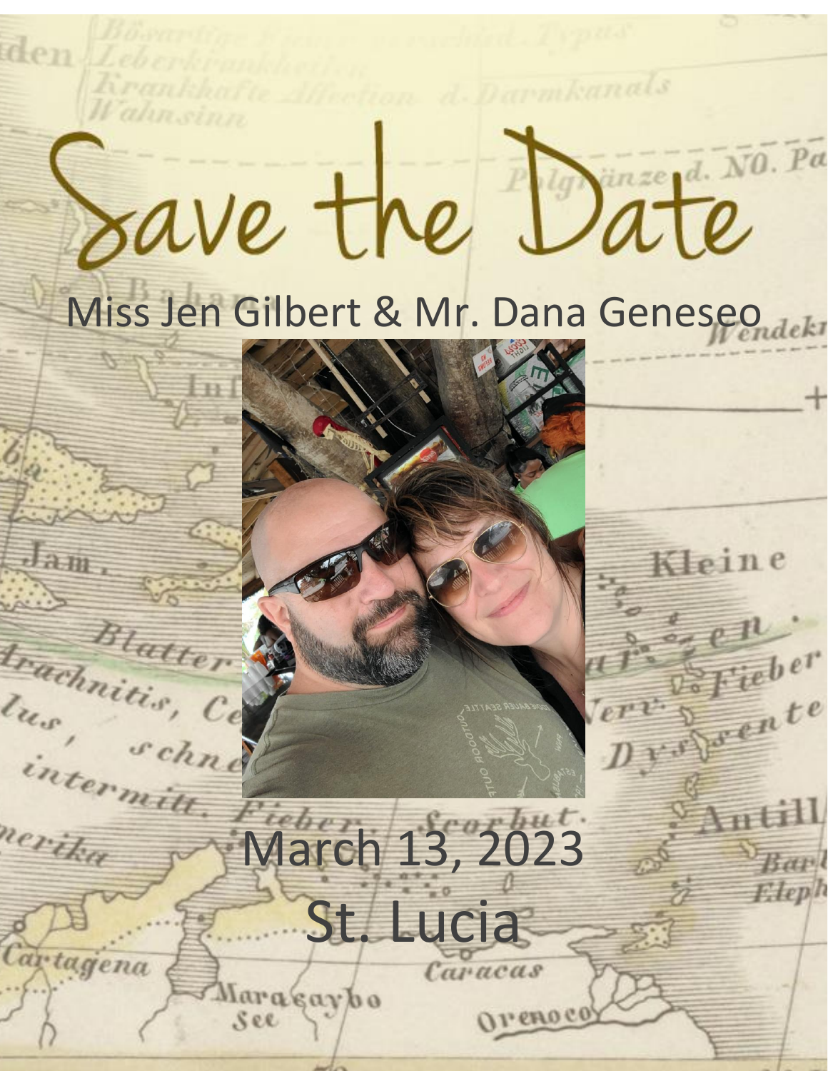# Save the Date

Miss Jen Gilbert & Mr. Dana Geneseo

March 13, 2023

St. Lucia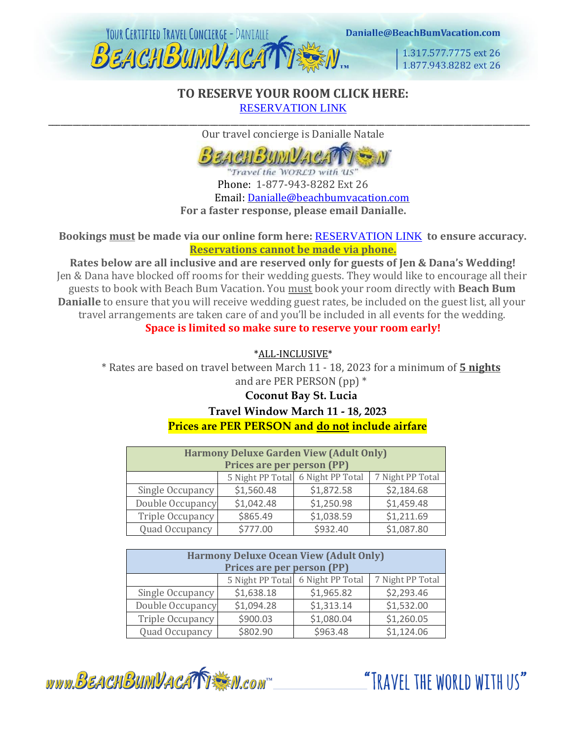## TO RESERVE YOUR ROOM CLICK HERE:

RESERVATION LINK

---

Our travel concierge is Danialle Natale

"Travel the WORLD with US"

Phone: 1-877-943-8282 Ext 26

Email: Danialle@beachbumvacation.com

**For a faster response, please email Danialle.**

**Bookings must be made via our online form here: RESERVATION LINK to ensure accuracy.**

**Reservations cannot be made via phone.**

**Rates below are all inclusive and are reserved only for guests of Jen & Dana's Wedding!**
Jen & Dana have blocked off rooms for their wedding guests. They would like to encourage all their guests to book with Beach Bum Vacation. You must book your room directly with **Beach Bum Danialle** to ensure that you will receive wedding guest rates, be included on the guest list, all your travel arrangements are taken care of and you'll be included in all events for the wedding.

**Space is limited so make sure to reserve your room early!**

\*ALL-INCLUSIVE\*

\* Rates are based on travel between March 11 - 18, 2023 for a minimum of **5 nights** and are PER PERSON (pp) \*

**Coconut Bay St. Lucia**

**Travel Window March 11 - 18, 2023**

**Prices are PER PERSON and do not include airfare**

| Harmony Deluxe Garden View (Adult Only) Prices are per person (PP) | | | |
|---|---|---|---|
| | 5 Night PP Total | 6 Night PP Total | 7 Night PP Total |
| Single Occupancy | $1,560.48 | $1,872.58 | $2,184.68 |
| Double Occupancy | $1,042.48 | $1,250.98 | $1,459.48 |
| Triple Occupancy | $865.49 | $1,038.59 | $1,211.69 |
| Quad Occupancy | $777.00 | $932.40 | $1,087.80 |

| Harmony Deluxe Ocean View (Adult Only) Prices are per person (PP) | | | |
|---|---|---|---|
| | 5 Night PP Total | 6 Night PP Total | 7 Night PP Total |
| Single Occupancy | $1,638.18 | $1,965.82 | $2,293.46 |
| Double Occupancy | $1,094.28 | $1,313.14 | $1,532.00 |
| Triple Occupancy | $900.03 | $1,080.04 | $1,260.05 |
| Quad Occupancy | $802.90 | $963.48 | $1,124.06 |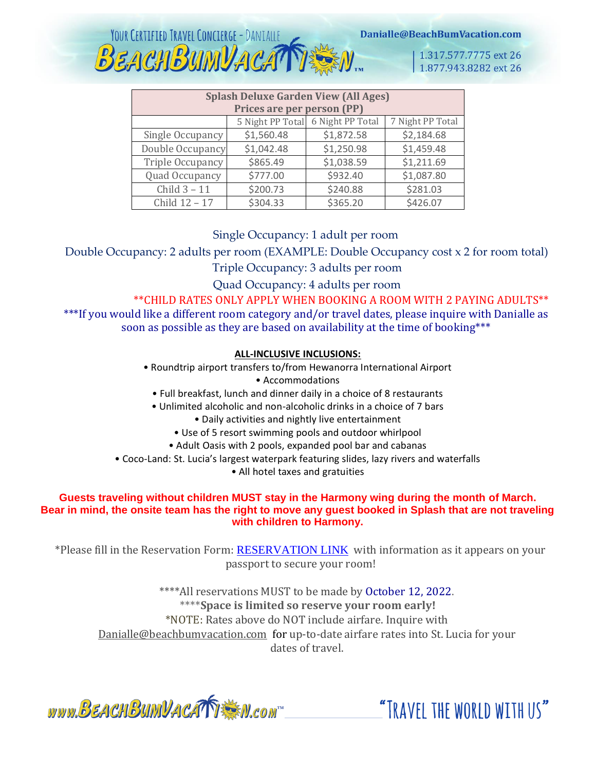| Splash Deluxe Garden View (All Ages) Prices are per person (PP) | | | |
|---|---|---|---|
| | 5 Night PP Total | 6 Night PP Total | 7 Night PP Total |
| Single Occupancy | $1,560.48 | $1,872.58 | $2,184.68 |
| Double Occupancy | $1,042.48 | $1,250.98 | $1,459.48 |
| Triple Occupancy | $865.49 | $1,038.59 | $1,211.69 |
| Quad Occupancy | $777.00 | $932.40 | $1,087.80 |
| Child 3 – 11 | $200.73 | $240.88 | $281.03 |
| Child 12 – 17 | $304.33 | $365.20 | $426.07 |

Single Occupancy: 1 adult per room

Double Occupancy: 2 adults per room (EXAMPLE: Double Occupancy cost x 2 for room total)

Triple Occupancy: 3 adults per room

Quad Occupancy: 4 adults per room

**CHILD RATES ONLY APPLY WHEN BOOKING A ROOM WITH 2 PAYING ADULTS**

***If you would like a different room category and/or travel dates, please inquire with Danialle as soon as possible as they are based on availability at the time of booking***

**ALL-INCLUSIVE INCLUSIONS:**

- Roundtrip airport transfers to/from Hewanorra International Airport
- Accommodations
- Full breakfast, lunch and dinner daily in a choice of 8 restaurants
- Unlimited alcoholic and non-alcoholic drinks in a choice of 7 bars
- Daily activities and nightly live entertainment
- Use of 5 resort swimming pools and outdoor whirlpool
- Adult Oasis with 2 pools, expanded pool bar and cabanas
- Coco-Land: St. Lucia's largest waterpark featuring slides, lazy rivers and waterfalls
- All hotel taxes and gratuities

**Guests traveling without children MUST stay in the Harmony wing during the month of March. Bear in mind, the onsite team has the right to move any guest booked in Splash that are not traveling with children to Harmony.**

*Please fill in the Reservation Form: RESERVATION LINK with information as it appears on your passport to secure your room!

****All reservations MUST to be made by October 12, 2022.

****Space is limited so reserve your room early!**

*NOTE: Rates above do NOT include airfare. Inquire with Danialle@beachbumvacation.com for up-to-date airfare rates into St. Lucia for your dates of travel.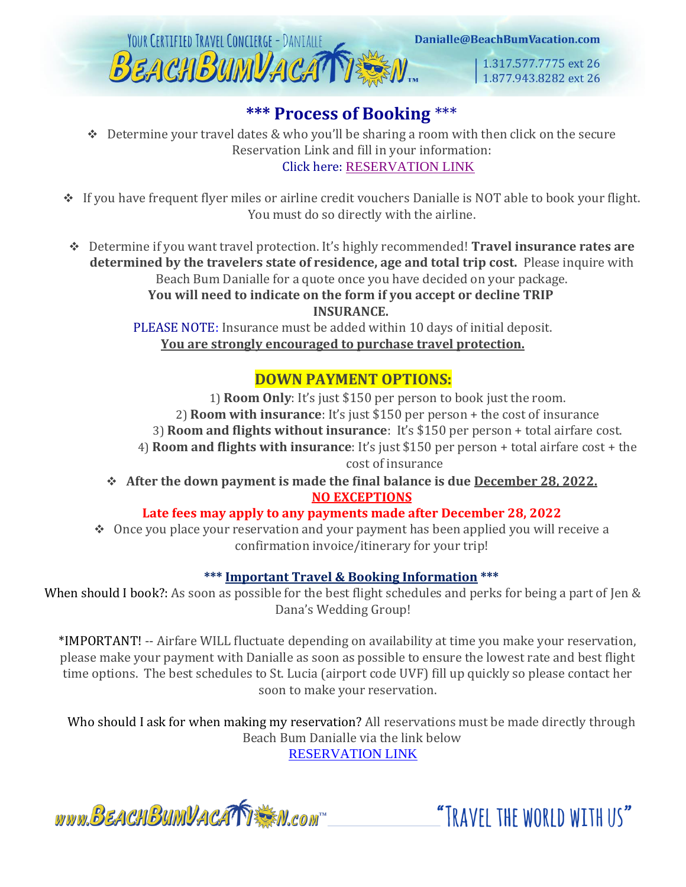# *** Process of Booking ***

- Determine your travel dates & who you'll be sharing a room with then click on the secure Reservation Link and fill in your information:
  Click here: RESERVATION LINK

- If you have frequent flyer miles or airline credit vouchers Danialle is NOT able to book your flight. You must do so directly with the airline.

- Determine if you want travel protection. It's highly recommended! **Travel insurance rates are determined by the travelers state of residence, age and total trip cost.** Please inquire with Beach Bum Danialle for a quote once you have decided on your package.
  **You will need to indicate on the form if you accept or decline TRIP INSURANCE.**
  PLEASE NOTE: Insurance must be added within 10 days of initial deposit.
  **You are strongly encouraged to purchase travel protection.**

## DOWN PAYMENT OPTIONS:

1) **Room Only**: It's just $150 per person to book just the room.
2) **Room with insurance**: It's just $150 per person + the cost of insurance
3) **Room and flights without insurance**: It's $150 per person + total airfare cost.
4) **Room and flights with insurance**: It's just $150 per person + total airfare cost + the cost of insurance

- **After the down payment is made the final balance is due December 28, 2022.**
  **NO EXCEPTIONS**
  **Late fees may apply to any payments made after December 28, 2022**
- Once you place your reservation and your payment has been applied you will receive a confirmation invoice/itinerary for your trip!

### *** Important Travel & Booking Information ***

When should I book?: As soon as possible for the best flight schedules and perks for being a part of Jen & Dana's Wedding Group!

*IMPORTANT! -- Airfare WILL fluctuate depending on availability at time you make your reservation, please make your payment with Danialle as soon as possible to ensure the lowest rate and best flight time options. The best schedules to St. Lucia (airport code UVF) fill up quickly so please contact her soon to make your reservation.

Who should I ask for when making my reservation? All reservations must be made directly through Beach Bum Danialle via the link below
RESERVATION LINK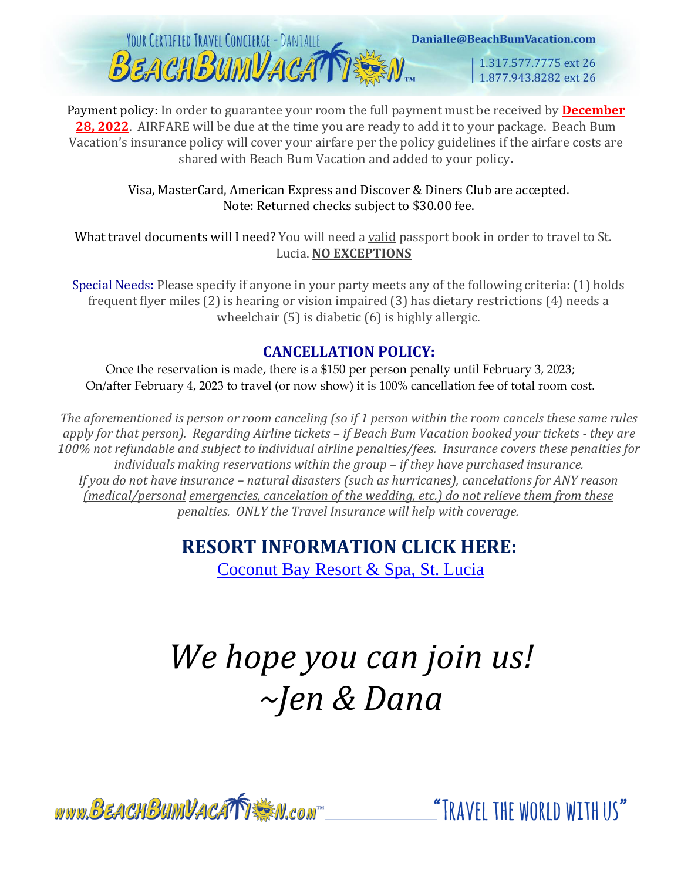Payment policy: In order to guarantee your room the full payment must be received by **December 28, 2022**. AIRFARE will be due at the time you are ready to add it to your package. Beach Bum Vacation's insurance policy will cover your airfare per the policy guidelines if the airfare costs are shared with Beach Bum Vacation and added to your policy**.**

Visa, MasterCard, American Express and Discover & Diners Club are accepted.
Note: Returned checks subject to $30.00 fee.

What travel documents will I need? You will need a valid passport book in order to travel to St. Lucia. **NO EXCEPTIONS**

Special Needs: Please specify if anyone in your party meets any of the following criteria: (1) holds frequent flyer miles (2) is hearing or vision impaired (3) has dietary restrictions (4) needs a wheelchair (5) is diabetic (6) is highly allergic.

## CANCELLATION POLICY:

Once the reservation is made, there is a $150 per person penalty until February 3, 2023;
On/after February 4, 2023 to travel (or now show) it is 100% cancellation fee of total room cost.

*The aforementioned is person or room canceling (so if 1 person within the room cancels these same rules apply for that person). Regarding Airline tickets – if Beach Bum Vacation booked your tickets - they are 100% not refundable and subject to individual airline penalties/fees. Insurance covers these penalties for individuals making reservations within the group – if they have purchased insurance.*
*If you do not have insurance – natural disasters (such as hurricanes), cancelations for ANY reason (medical/personal emergencies, cancelation of the wedding, etc.) do not relieve them from these penalties. ONLY the Travel Insurance will help with coverage.*

## RESORT INFORMATION CLICK HERE:

Coconut Bay Resort & Spa, St. Lucia

# *We hope you can join us!*
# *~Jen & Dana*